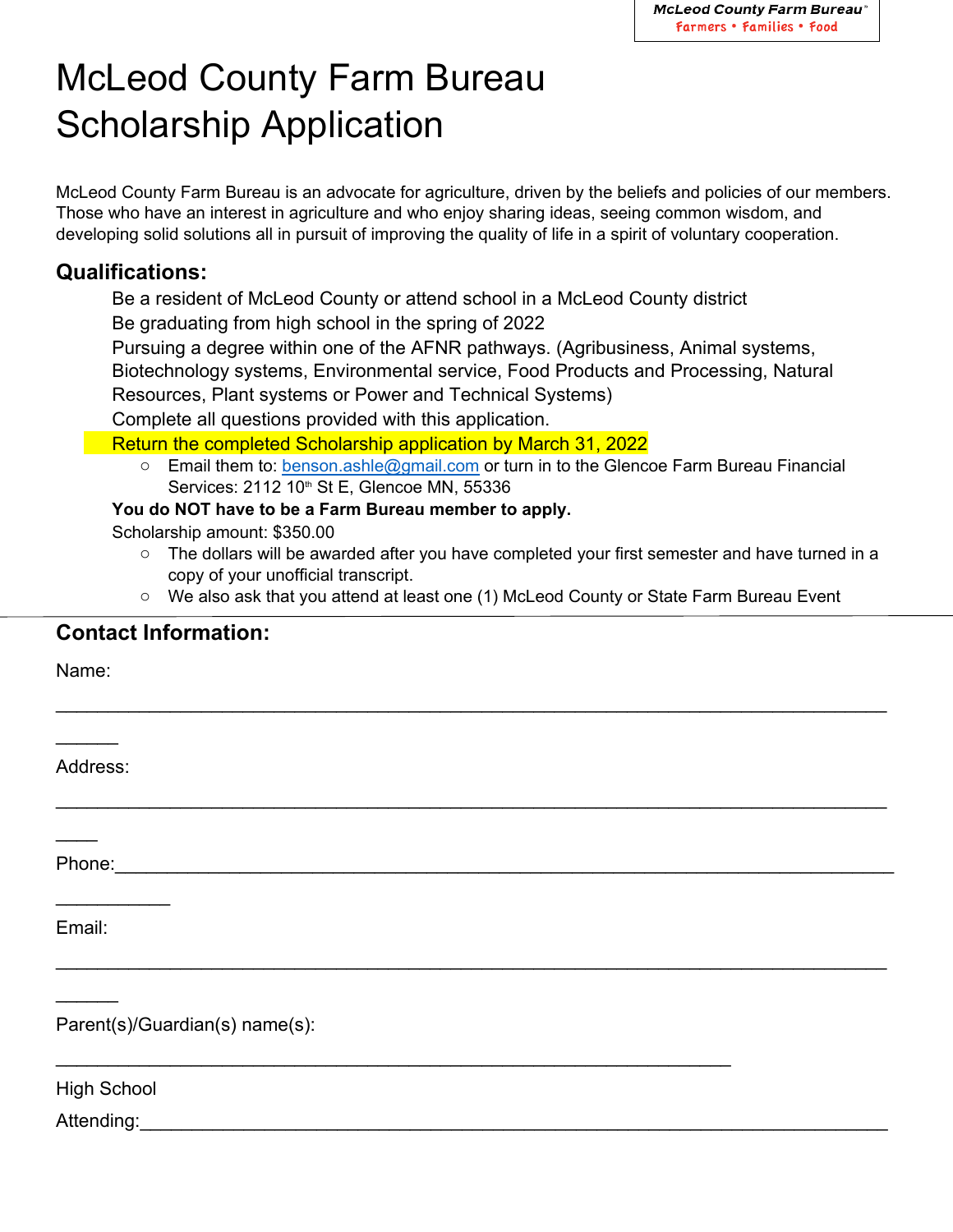McLeod County Farm Bureau
Farmers • Families • Food

# McLeod County Farm Bureau Scholarship Application

McLeod County Farm Bureau is an advocate for agriculture, driven by the beliefs and policies of our members. Those who have an interest in agriculture and who enjoy sharing ideas, seeing common wisdom, and developing solid solutions all in pursuit of improving the quality of life in a spirit of voluntary cooperation.

## Qualifications:

Be a resident of McLeod County or attend school in a McLeod County district

Be graduating from high school in the spring of 2022

Pursuing a degree within one of the AFNR pathways. (Agribusiness, Animal systems, Biotechnology systems, Environmental service, Food Products and Processing, Natural Resources, Plant systems or Power and Technical Systems)

Complete all questions provided with this application.

Return the completed Scholarship application by March 31, 2022

- Email them to: benson.ashle@gmail.com or turn in to the Glencoe Farm Bureau Financial Services: 2112 10th St E, Glencoe MN, 55336

**You do NOT have to be a Farm Bureau member to apply.**

Scholarship amount: $350.00

- The dollars will be awarded after you have completed your first semester and have turned in a copy of your unofficial transcript.
- We also ask that you attend at least one (1) McLeod County or State Farm Bureau Event

## Contact Information:

Name: ______________________________________________________________________________

Address: ____________________________________________________________________________

Phone: _____________________________________________________________________________

Email: ______________________________________________________________________________

Parent(s)/Guardian(s) name(s): _______________________________________________________

High School Attending: _____________________________________________________________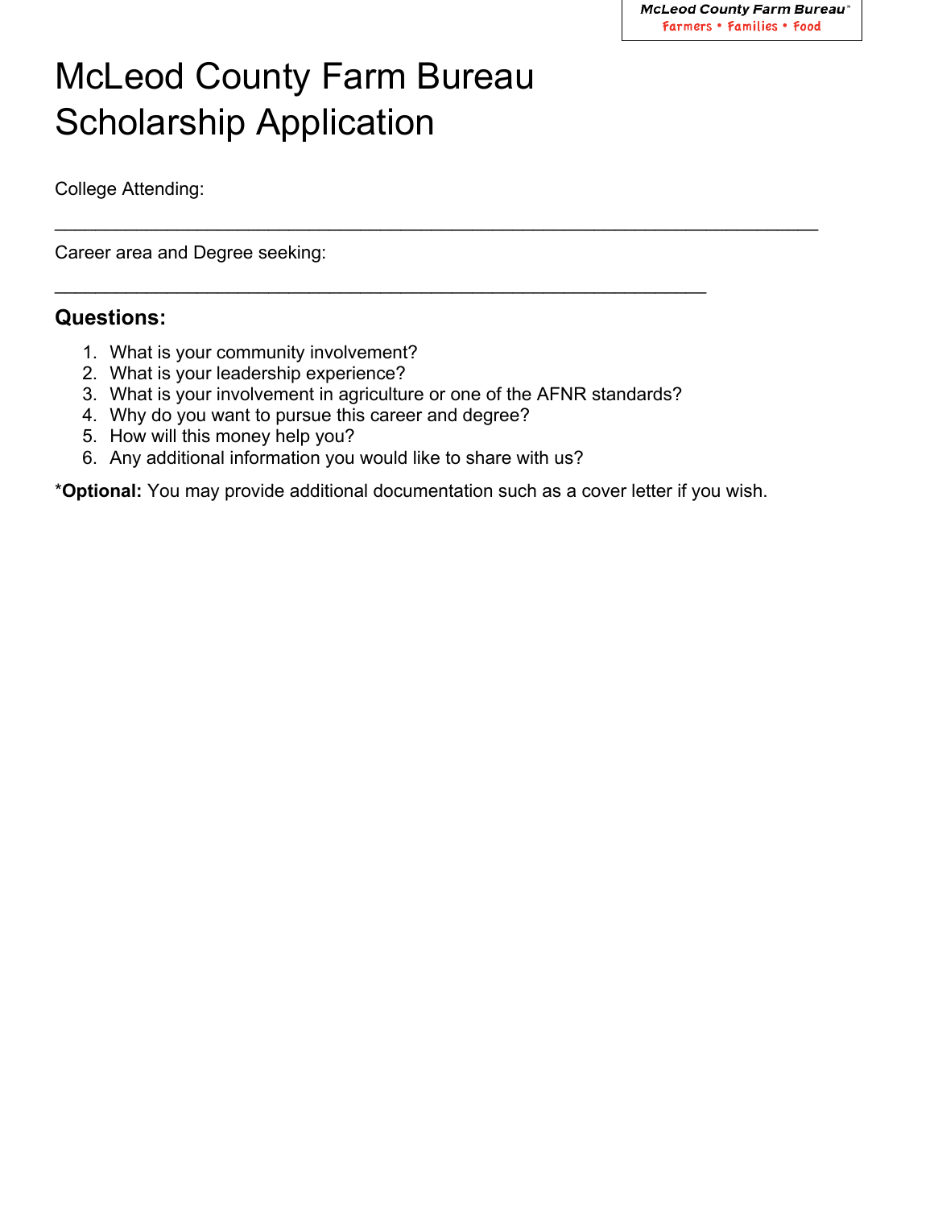# McLeod County Farm Bureau Scholarship Application

College Attending:

\_\_\_\_\_\_\_\_\_\_\_\_\_\_\_\_\_\_\_\_\_\_\_\_\_\_\_\_\_\_\_\_\_\_\_\_\_\_\_\_\_\_\_\_\_\_\_\_\_\_\_\_\_\_\_\_\_\_\_\_\_\_\_\_\_\_\_\_\_\_\_\_\_\_\_\_

Career area and Degree seeking:

\_\_\_\_\_\_\_\_\_\_\_\_\_\_\_\_\_\_\_\_\_\_\_\_\_\_\_\_\_\_\_\_\_\_\_\_\_\_\_\_\_\_\_\_\_\_\_\_\_\_\_\_\_\_\_\_\_\_\_\_\_\_\_

## Questions:

1. What is your community involvement?
2. What is your leadership experience?
3. What is your involvement in agriculture or one of the AFNR standards?
4. Why do you want to pursue this career and degree?
5. How will this money help you?
6. Any additional information you would like to share with us?

*__Optional:__ You may provide additional documentation such as a cover letter if you wish.